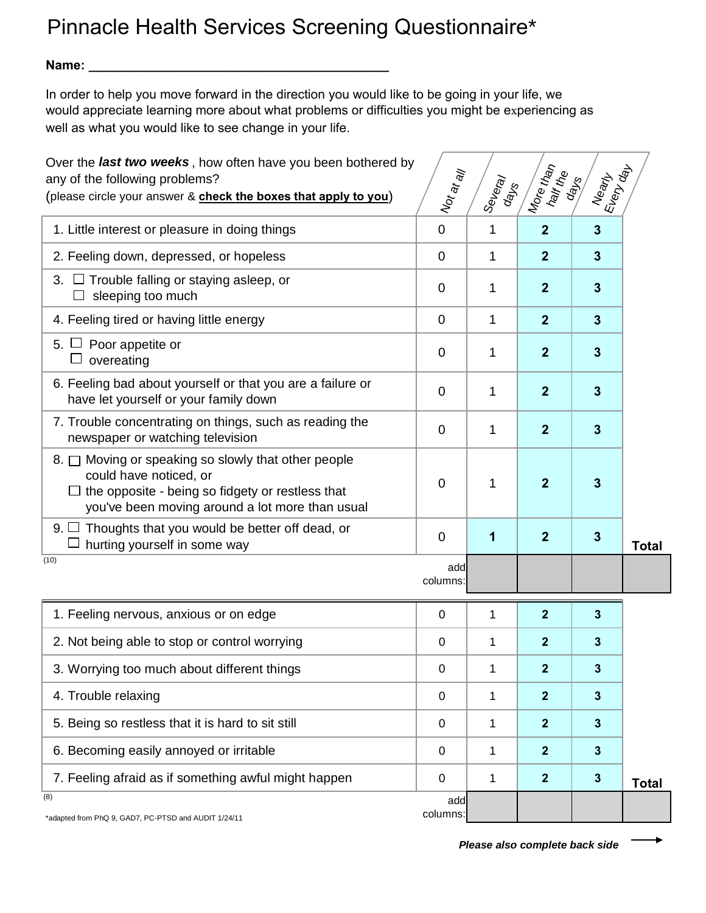# Pinnacle Health Services Screening Questionnaire*

**Name:** ________________________________________

In order to help you move forward in the direction you would like to be going in your life, we would appreciate learning more about what problems or difficulties you might be experiencing as well as what you would like to see change in your life.

| Over the ***last two weeks***, how often have you been bothered by any of the following problems? (please circle your answer & **check the boxes that apply to you**) | Not at all | Several days | More than half the days | Nearly Every day | |
|---|---|---|---|---|---|
| 1. Little interest or pleasure in doing things | 0 | 1 | **2** | **3** | |
| 2. Feeling down, depressed, or hopeless | 0 | 1 | **2** | **3** | |
| 3. ☐ Trouble falling or staying asleep, or ☐ sleeping too much | 0 | 1 | **2** | **3** | |
| 4. Feeling tired or having little energy | 0 | 1 | **2** | **3** | |
| 5. ☐ Poor appetite or ☐ overeating | 0 | 1 | **2** | **3** | |
| 6. Feeling bad about yourself or that you are a failure or have let yourself or your family down | 0 | 1 | **2** | **3** | |
| 7. Trouble concentrating on things, such as reading the newspaper or watching television | 0 | 1 | **2** | **3** | |
| 8. ☐ Moving or speaking so slowly that other people could have noticed, or ☐ the opposite - being so fidgety or restless that you've been moving around a lot more than usual | 0 | 1 | **2** | **3** | |
| 9. ☐ Thoughts that you would be better off dead, or ☐ hurting yourself in some way | 0 | **1** | **2** | **3** | **Total** |
| (10) | add columns: | | | | |

| | | | | | |
|---|---|---|---|---|---|
| 1. Feeling nervous, anxious or on edge | 0 | 1 | **2** | **3** | |
| 2. Not being able to stop or control worrying | 0 | 1 | **2** | **3** | |
| 3. Worrying too much about different things | 0 | 1 | **2** | **3** | |
| 4. Trouble relaxing | 0 | 1 | **2** | **3** | |
| 5. Being so restless that it is hard to sit still | 0 | 1 | **2** | **3** | |
| 6. Becoming easily annoyed or irritable | 0 | 1 | **2** | **3** | |
| 7. Feeling afraid as if something awful might happen | 0 | 1 | **2** | **3** | **Total** |
| (8) | add columns: | | | | |

*adapted from PhQ 9, GAD7, PC-PTSD and AUDIT 1/24/11

***Please also complete back side*** →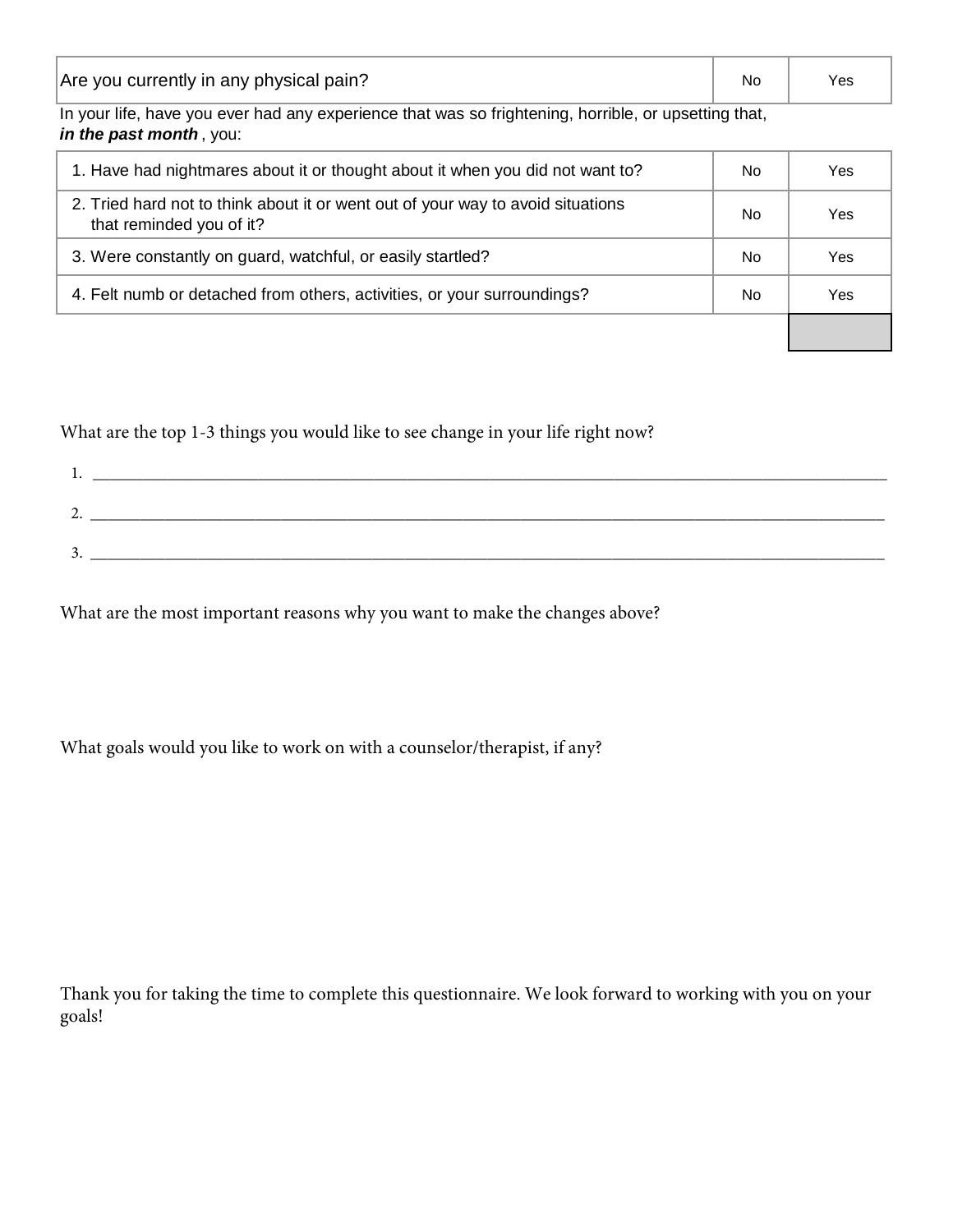| | | |
|---|---|---|
| Are you currently in any physical pain? | No | Yes |

In your life, have you ever had any experience that was so frightening, horrible, or upsetting that, ***in the past month*** , you:

| | | |
|---|---|---|
| 1. Have had nightmares about it or thought about it when you did not want to? | No | Yes |
| 2. Tried hard not to think about it or went out of your way to avoid situations that reminded you of it? | No | Yes |
| 3. Were constantly on guard, watchful, or easily startled? | No | Yes |
| 4. Felt numb or detached from others, activities, or your surroundings? | No | Yes |
| | | |

What are the top 1-3 things you would like to see change in your life right now?

1. ______________________________________________________________________________

2. ______________________________________________________________________________

3. ______________________________________________________________________________

What are the most important reasons why you want to make the changes above?

What goals would you like to work on with a counselor/therapist, if any?

Thank you for taking the time to complete this questionnaire. We look forward to working with you on your goals!